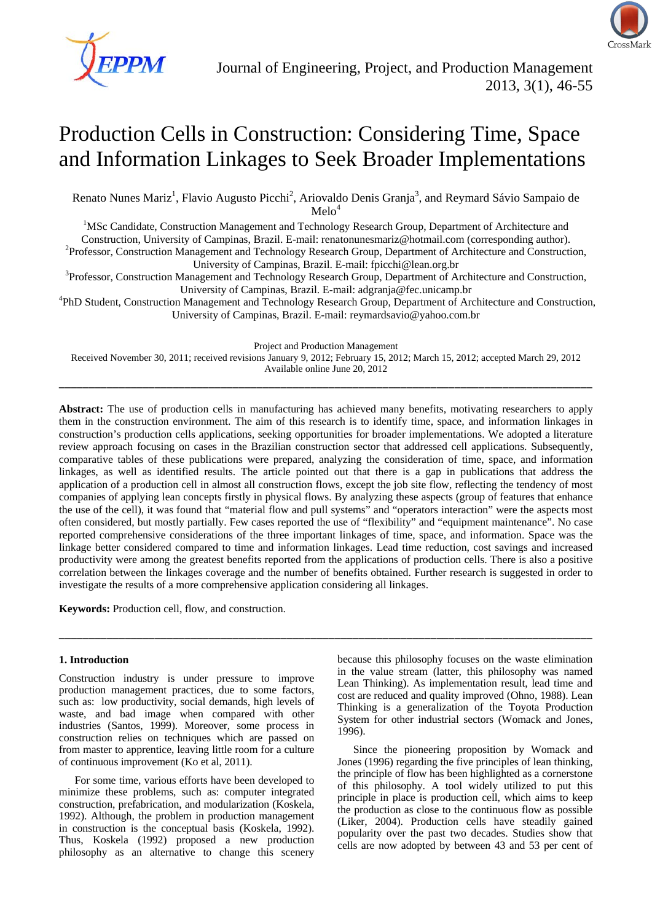# Production Cells in Construction: Considering Time, Space and Information Linkages to Seek Broader Implementations

Renato Nunes Mariz[1], Flavio Augusto Picchi[2], Ariovaldo Denis Granja[3], and Reymard Sávio Sampaio de Melo[4]

[1]MSc Candidate, Construction Management and Technology Research Group, Department of Architecture and Construction, University of Campinas, Brazil. E-mail: renatonunesmariz@hotmail.com (corresponding author).
[2]Professor, Construction Management and Technology Research Group, Department of Architecture and Construction, University of Campinas, Brazil. E-mail: fpicchi@lean.org.br
[3]Professor, Construction Management and Technology Research Group, Department of Architecture and Construction, University of Campinas, Brazil. E-mail: adgranja@fec.unicamp.br
[4]PhD Student, Construction Management and Technology Research Group, Department of Architecture and Construction, University of Campinas, Brazil. E-mail: reymardsavio@yahoo.com.br

Project and Production Management
Received November 30, 2011; received revisions January 9, 2012; February 15, 2012; March 15, 2012; accepted March 29, 2012
Available online June 20, 2012

---

**Abstract:** The use of production cells in manufacturing has achieved many benefits, motivating researchers to apply them in the construction environment. The aim of this research is to identify time, space, and information linkages in construction's production cells applications, seeking opportunities for broader implementations. We adopted a literature review approach focusing on cases in the Brazilian construction sector that addressed cell applications. Subsequently, comparative tables of these publications were prepared, analyzing the consideration of time, space, and information linkages, as well as identified results. The article pointed out that there is a gap in publications that address the application of a production cell in almost all construction flows, except the job site flow, reflecting the tendency of most companies of applying lean concepts firstly in physical flows. By analyzing these aspects (group of features that enhance the use of the cell), it was found that "material flow and pull systems" and "operators interaction" were the aspects most often considered, but mostly partially. Few cases reported the use of "flexibility" and "equipment maintenance". No case reported comprehensive considerations of the three important linkages of time, space, and information. Space was the linkage better considered compared to time and information linkages. Lead time reduction, cost savings and increased productivity were among the greatest benefits reported from the applications of production cells. There is also a positive correlation between the linkages coverage and the number of benefits obtained. Further research is suggested in order to investigate the results of a more comprehensive application considering all linkages.

**Keywords:** Production cell, flow, and construction.

---

## 1. Introduction

Construction industry is under pressure to improve production management practices, due to some factors, such as: low productivity, social demands, high levels of waste, and bad image when compared with other industries (Santos, 1999). Moreover, some process in construction relies on techniques which are passed on from master to apprentice, leaving little room for a culture of continuous improvement (Ko et al, 2011).

For some time, various efforts have been developed to minimize these problems, such as: computer integrated construction, prefabrication, and modularization (Koskela, 1992). Although, the problem in production management in construction is the conceptual basis (Koskela, 1992). Thus, Koskela (1992) proposed a new production philosophy as an alternative to change this scenery because this philosophy focuses on the waste elimination in the value stream (latter, this philosophy was named Lean Thinking). As implementation result, lead time and cost are reduced and quality improved (Ohno, 1988). Lean Thinking is a generalization of the Toyota Production System for other industrial sectors (Womack and Jones, 1996).

Since the pioneering proposition by Womack and Jones (1996) regarding the five principles of lean thinking, the principle of flow has been highlighted as a cornerstone of this philosophy. A tool widely utilized to put this principle in place is production cell, which aims to keep the production as close to the continuous flow as possible (Liker, 2004). Production cells have steadily gained popularity over the past two decades. Studies show that cells are now adopted by between 43 and 53 per cent of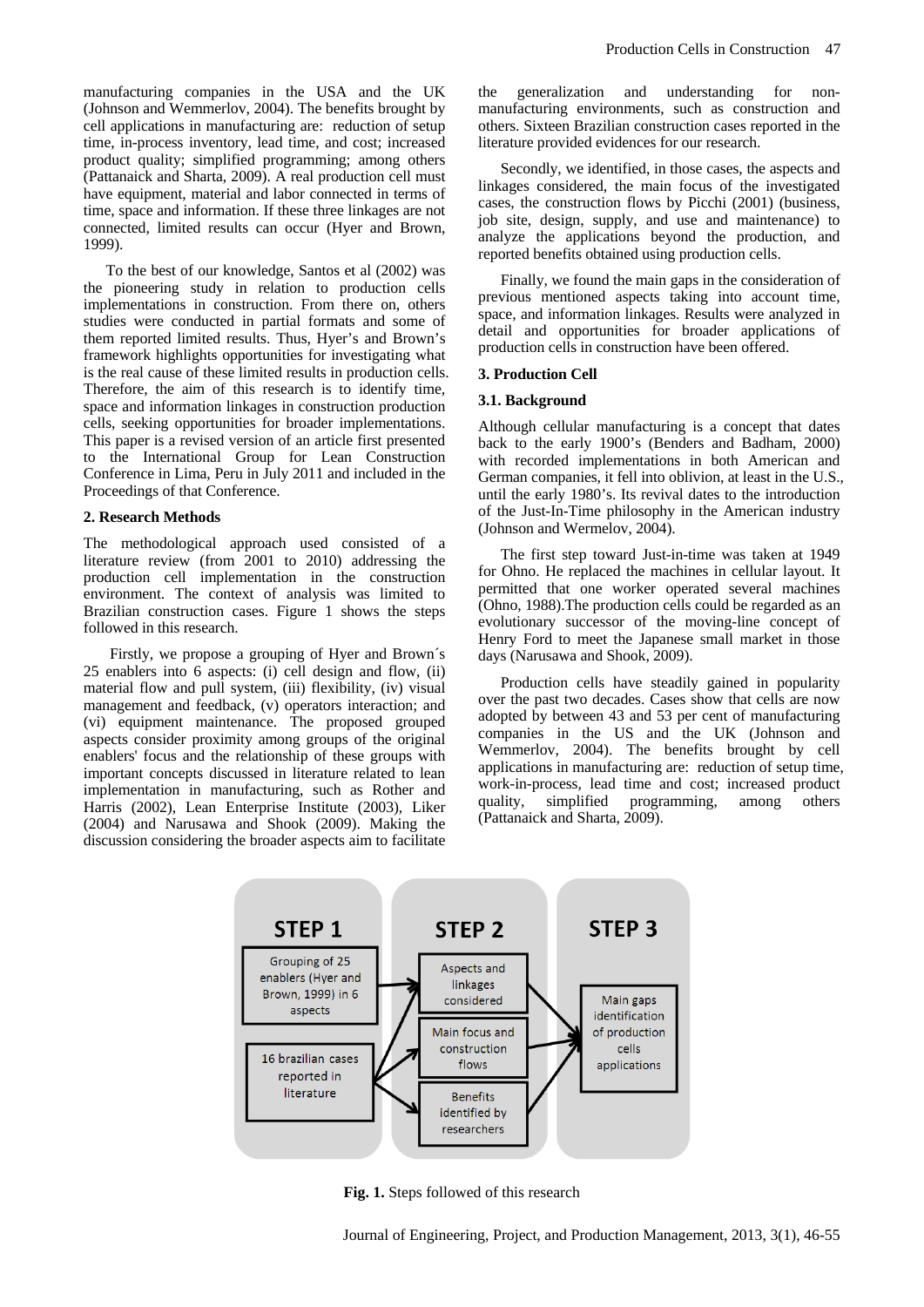manufacturing companies in the USA and the UK (Johnson and Wemmerlov, 2004). The benefits brought by cell applications in manufacturing are: reduction of setup time, in-process inventory, lead time, and cost; increased product quality; simplified programming; among others (Pattanaick and Sharta, 2009). A real production cell must have equipment, material and labor connected in terms of time, space and information. If these three linkages are not connected, limited results can occur (Hyer and Brown, 1999).

To the best of our knowledge, Santos et al (2002) was the pioneering study in relation to production cells implementations in construction. From there on, others studies were conducted in partial formats and some of them reported limited results. Thus, Hyer's and Brown's framework highlights opportunities for investigating what is the real cause of these limited results in production cells. Therefore, the aim of this research is to identify time, space and information linkages in construction production cells, seeking opportunities for broader implementations. This paper is a revised version of an article first presented to the International Group for Lean Construction Conference in Lima, Peru in July 2011 and included in the Proceedings of that Conference.

## 2. Research Methods

The methodological approach used consisted of a literature review (from 2001 to 2010) addressing the production cell implementation in the construction environment. The context of analysis was limited to Brazilian construction cases. Figure 1 shows the steps followed in this research.

Firstly, we propose a grouping of Hyer and Brown´s 25 enablers into 6 aspects: (i) cell design and flow, (ii) material flow and pull system, (iii) flexibility, (iv) visual management and feedback, (v) operators interaction; and (vi) equipment maintenance. The proposed grouped aspects consider proximity among groups of the original enablers' focus and the relationship of these groups with important concepts discussed in literature related to lean implementation in manufacturing, such as Rother and Harris (2002), Lean Enterprise Institute (2003), Liker (2004) and Narusawa and Shook (2009). Making the discussion considering the broader aspects aim to facilitate the generalization and understanding for non-manufacturing environments, such as construction and others. Sixteen Brazilian construction cases reported in the literature provided evidences for our research.

Secondly, we identified, in those cases, the aspects and linkages considered, the main focus of the investigated cases, the construction flows by Picchi (2001) (business, job site, design, supply, and use and maintenance) to analyze the applications beyond the production, and reported benefits obtained using production cells.

Finally, we found the main gaps in the consideration of previous mentioned aspects taking into account time, space, and information linkages. Results were analyzed in detail and opportunities for broader applications of production cells in construction have been offered.

## 3. Production Cell

### 3.1. Background

Although cellular manufacturing is a concept that dates back to the early 1900's (Benders and Badham, 2000) with recorded implementations in both American and German companies, it fell into oblivion, at least in the U.S., until the early 1980's. Its revival dates to the introduction of the Just-In-Time philosophy in the American industry (Johnson and Wermelov, 2004).

The first step toward Just-in-time was taken at 1949 for Ohno. He replaced the machines in cellular layout. It permitted that one worker operated several machines (Ohno, 1988).The production cells could be regarded as an evolutionary successor of the moving-line concept of Henry Ford to meet the Japanese small market in those days (Narusawa and Shook, 2009).

Production cells have steadily gained in popularity over the past two decades. Cases show that cells are now adopted by between 43 and 53 per cent of manufacturing companies in the US and the UK (Johnson and Wemmerlov, 2004). The benefits brought by cell applications in manufacturing are: reduction of setup time, work-in-process, lead time and cost; increased product quality, simplified programming, among others (Pattanaick and Sharta, 2009).

STEP 1: Grouping of 25 enablers (Hyer and Brown, 1999) in 6 aspects; 16 brazilian cases reported in literature

STEP 2: Aspects and linkages considered; Main focus and construction flows; Benefits identified by researchers

STEP 3: Main gaps identification of production cells applications

**Fig. 1.** Steps followed of this research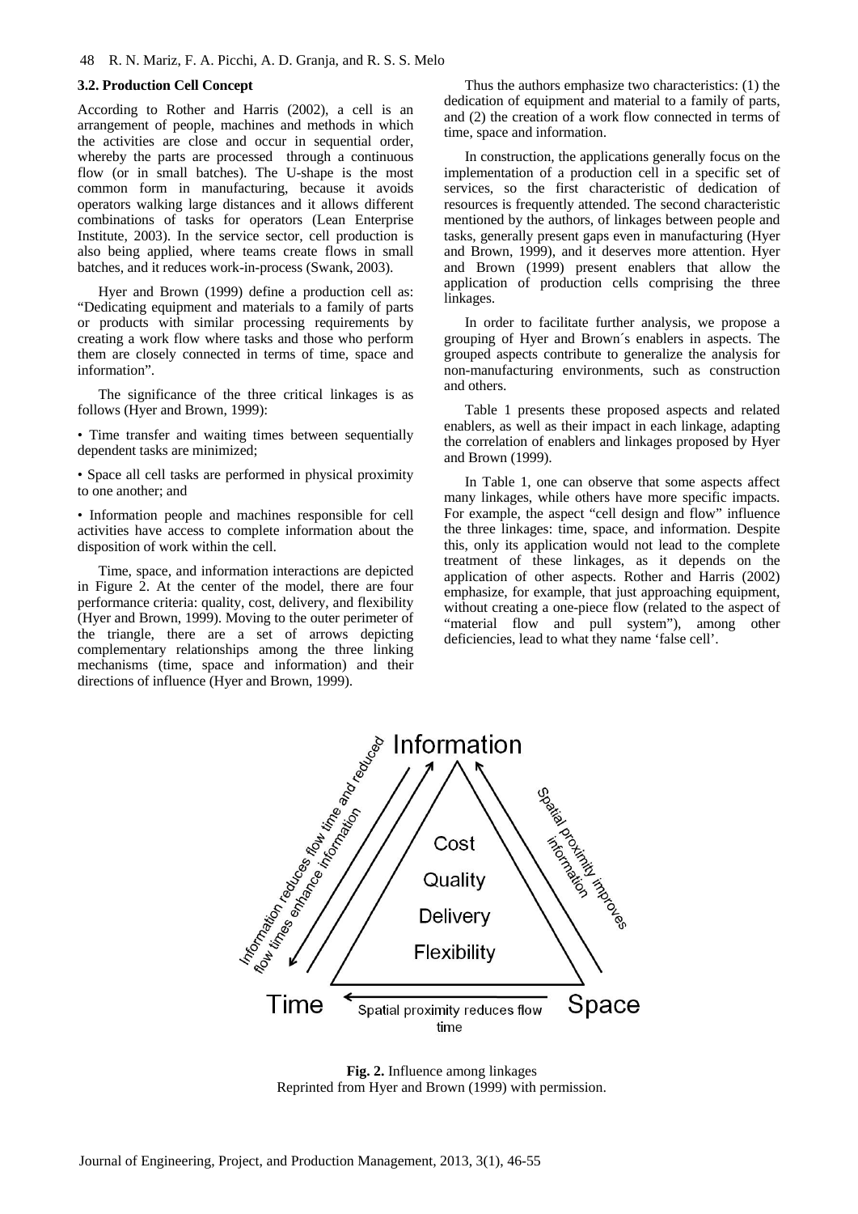### 3.2. Production Cell Concept

According to Rother and Harris (2002), a cell is an arrangement of people, machines and methods in which the activities are close and occur in sequential order, whereby the parts are processed through a continuous flow (or in small batches). The U-shape is the most common form in manufacturing, because it avoids operators walking large distances and it allows different combinations of tasks for operators (Lean Enterprise Institute, 2003). In the service sector, cell production is also being applied, where teams create flows in small batches, and it reduces work-in-process (Swank, 2003).

Hyer and Brown (1999) define a production cell as: "Dedicating equipment and materials to a family of parts or products with similar processing requirements by creating a work flow where tasks and those who perform them are closely connected in terms of time, space and information".

The significance of the three critical linkages is as follows (Hyer and Brown, 1999):

- Time transfer and waiting times between sequentially dependent tasks are minimized;
- Space all cell tasks are performed in physical proximity to one another; and
- Information people and machines responsible for cell activities have access to complete information about the disposition of work within the cell.

Time, space, and information interactions are depicted in Figure 2. At the center of the model, there are four performance criteria: quality, cost, delivery, and flexibility (Hyer and Brown, 1999). Moving to the outer perimeter of the triangle, there are a set of arrows depicting complementary relationships among the three linking mechanisms (time, space and information) and their directions of influence (Hyer and Brown, 1999).

Thus the authors emphasize two characteristics: (1) the dedication of equipment and material to a family of parts, and (2) the creation of a work flow connected in terms of time, space and information.

In construction, the applications generally focus on the implementation of a production cell in a specific set of services, so the first characteristic of dedication of resources is frequently attended. The second characteristic mentioned by the authors, of linkages between people and tasks, generally present gaps even in manufacturing (Hyer and Brown, 1999), and it deserves more attention. Hyer and Brown (1999) present enablers that allow the application of production cells comprising the three linkages.

In order to facilitate further analysis, we propose a grouping of Hyer and Brown´s enablers in aspects. The grouped aspects contribute to generalize the analysis for non-manufacturing environments, such as construction and others.

Table 1 presents these proposed aspects and related enablers, as well as their impact in each linkage, adapting the correlation of enablers and linkages proposed by Hyer and Brown (1999).

In Table 1, one can observe that some aspects affect many linkages, while others have more specific impacts. For example, the aspect "cell design and flow" influence the three linkages: time, space, and information. Despite this, only its application would not lead to the complete treatment of these linkages, as it depends on the application of other aspects. Rother and Harris (2002) emphasize, for example, that just approaching equipment, without creating a one-piece flow (related to the aspect of "material flow and pull system"), among other deficiencies, lead to what they name 'false cell'.

Information

Cost

Quality

Delivery

Flexibility

Time

Space

Information reduces flow time and reduced flow times enhance information

Spatial proximity improves information

Spatial proximity reduces flow time

**Fig. 2.** Influence among linkages
Reprinted from Hyer and Brown (1999) with permission.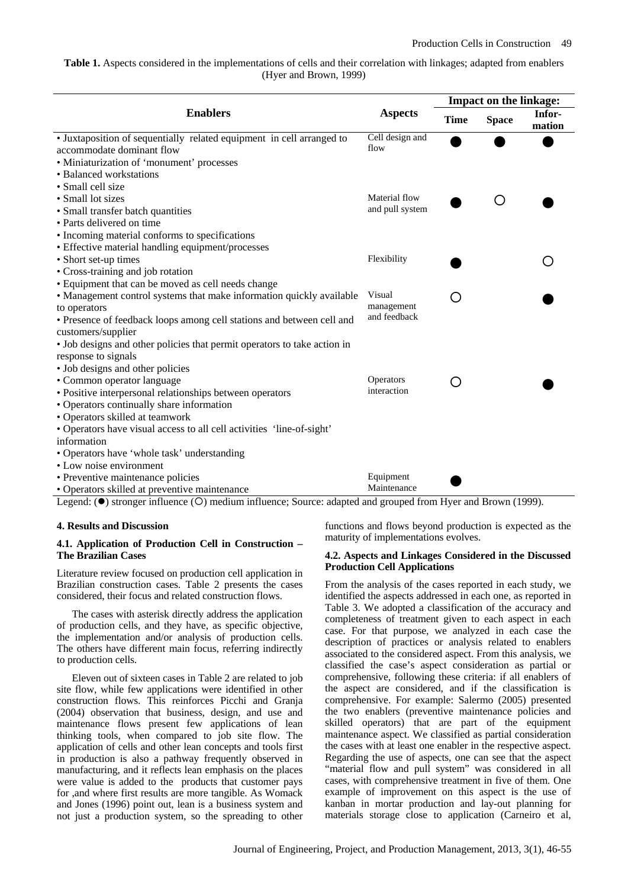**Table 1.** Aspects considered in the implementations of cells and their correlation with linkages; adapted from enablers (Hyer and Brown, 1999)

| Enablers | Aspects | Impact on the linkage: | | |
|---|---|---|---|---|
| | | Time | Space | Infor-mation |
| • Juxtaposition of sequentially related equipment in cell arranged to accommodate dominant flow<br>• Miniaturization of 'monument' processes<br>• Balanced workstations<br>• Small cell size | Cell design and flow | ● | ● | ● |
| • Small lot sizes<br>• Small transfer batch quantities<br>• Parts delivered on time<br>• Incoming material conforms to specifications<br>• Effective material handling equipment/processes | Material flow and pull system | ● | ○ | ● |
| • Short set-up times<br>• Cross-training and job rotation<br>• Equipment that can be moved as cell needs change | Flexibility | ● | | ○ |
| • Management control systems that make information quickly available to operators<br>• Presence of feedback loops among cell stations and between cell and customers/supplier<br>• Job designs and other policies that permit operators to take action in response to signals<br>• Job designs and other policies | Visual management and feedback | ○ | | ● |
| • Common operator language<br>• Positive interpersonal relationships between operators<br>• Operators continually share information<br>• Operators skilled at teamwork<br>• Operators have visual access to all cell activities 'line-of-sight' information<br>• Operators have 'whole task' understanding<br>• Low noise environment | Operators interaction | ○ | | ● |
| • Preventive maintenance policies<br>• Operators skilled at preventive maintenance | Equipment Maintenance | ● | | |

Legend: (●) stronger influence (○) medium influence; Source: adapted and grouped from Hyer and Brown (1999).

## 4. Results and Discussion

### 4.1. Application of Production Cell in Construction – The Brazilian Cases

Literature review focused on production cell application in Brazilian construction cases. Table 2 presents the cases considered, their focus and related construction flows.

The cases with asterisk directly address the application of production cells, and they have, as specific objective, the implementation and/or analysis of production cells. The others have different main focus, referring indirectly to production cells.

Eleven out of sixteen cases in Table 2 are related to job site flow, while few applications were identified in other construction flows. This reinforces Picchi and Granja (2004) observation that business, design, and use and maintenance flows present few applications of lean thinking tools, when compared to job site flow. The application of cells and other lean concepts and tools first in production is also a pathway frequently observed in manufacturing, and it reflects lean emphasis on the places were value is added to the products that customer pays for ,and where first results are more tangible. As Womack and Jones (1996) point out, lean is a business system and not just a production system, so the spreading to other functions and flows beyond production is expected as the maturity of implementations evolves.

### 4.2. Aspects and Linkages Considered in the Discussed Production Cell Applications

From the analysis of the cases reported in each study, we identified the aspects addressed in each one, as reported in Table 3. We adopted a classification of the accuracy and completeness of treatment given to each aspect in each case. For that purpose, we analyzed in each case the description of practices or analysis related to enablers associated to the considered aspect. From this analysis, we classified the case's aspect consideration as partial or comprehensive, following these criteria: if all enablers of the aspect are considered, and if the classification is comprehensive. For example: Salermo (2005) presented the two enablers (preventive maintenance policies and skilled operators) that are part of the equipment maintenance aspect. We classified as partial consideration the cases with at least one enabler in the respective aspect. Regarding the use of aspects, one can see that the aspect "material flow and pull system" was considered in all cases, with comprehensive treatment in five of them. One example of improvement on this aspect is the use of kanban in mortar production and lay-out planning for materials storage close to application (Carneiro et al,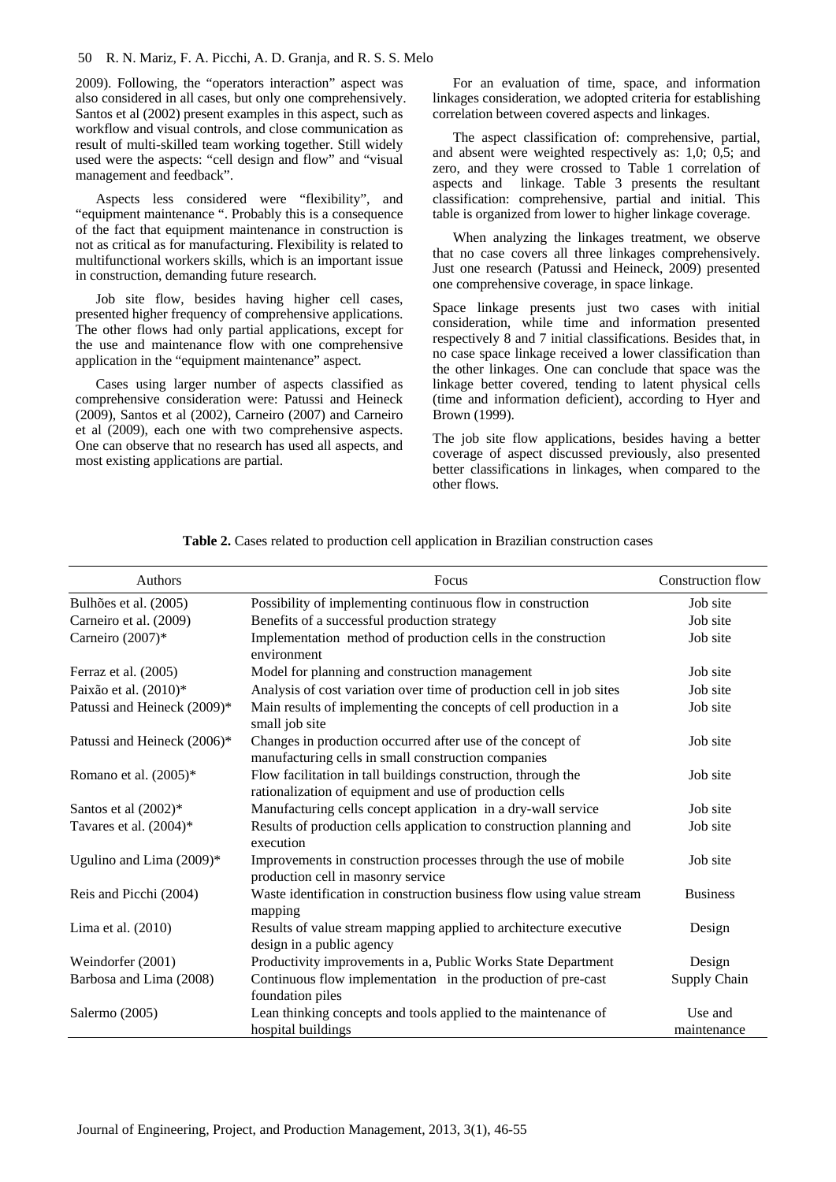2009). Following, the "operators interaction" aspect was also considered in all cases, but only one comprehensively. Santos et al (2002) present examples in this aspect, such as workflow and visual controls, and close communication as result of multi-skilled team working together. Still widely used were the aspects: "cell design and flow" and "visual management and feedback".

Aspects less considered were "flexibility", and "equipment maintenance ". Probably this is a consequence of the fact that equipment maintenance in construction is not as critical as for manufacturing. Flexibility is related to multifunctional workers skills, which is an important issue in construction, demanding future research.

Job site flow, besides having higher cell cases, presented higher frequency of comprehensive applications. The other flows had only partial applications, except for the use and maintenance flow with one comprehensive application in the "equipment maintenance" aspect.

Cases using larger number of aspects classified as comprehensive consideration were: Patussi and Heineck (2009), Santos et al (2002), Carneiro (2007) and Carneiro et al (2009), each one with two comprehensive aspects. One can observe that no research has used all aspects, and most existing applications are partial.

For an evaluation of time, space, and information linkages consideration, we adopted criteria for establishing correlation between covered aspects and linkages.

The aspect classification of: comprehensive, partial, and absent were weighted respectively as: 1,0; 0,5; and zero, and they were crossed to Table 1 correlation of aspects and linkage. Table 3 presents the resultant classification: comprehensive, partial and initial. This table is organized from lower to higher linkage coverage.

When analyzing the linkages treatment, we observe that no case covers all three linkages comprehensively. Just one research (Patussi and Heineck, 2009) presented one comprehensive coverage, in space linkage.

Space linkage presents just two cases with initial consideration, while time and information presented respectively 8 and 7 initial classifications. Besides that, in no case space linkage received a lower classification than the other linkages. One can conclude that space was the linkage better covered, tending to latent physical cells (time and information deficient), according to Hyer and Brown (1999).

The job site flow applications, besides having a better coverage of aspect discussed previously, also presented better classifications in linkages, when compared to the other flows.

**Table 2.** Cases related to production cell application in Brazilian construction cases

| Authors | Focus | Construction flow |
|---|---|---|
| Bulhões et al. (2005) | Possibility of implementing continuous flow in construction | Job site |
| Carneiro et al. (2009) | Benefits of a successful production strategy | Job site |
| Carneiro (2007)* | Implementation method of production cells in the construction environment | Job site |
| Ferraz et al. (2005) | Model for planning and construction management | Job site |
| Paixão et al. (2010)* | Analysis of cost variation over time of production cell in job sites | Job site |
| Patussi and Heineck (2009)* | Main results of implementing the concepts of cell production in a small job site | Job site |
| Patussi and Heineck (2006)* | Changes in production occurred after use of the concept of manufacturing cells in small construction companies | Job site |
| Romano et al. (2005)* | Flow facilitation in tall buildings construction, through the rationalization of equipment and use of production cells | Job site |
| Santos et al (2002)* | Manufacturing cells concept application in a dry-wall service | Job site |
| Tavares et al. (2004)* | Results of production cells application to construction planning and execution | Job site |
| Ugulino and Lima (2009)* | Improvements in construction processes through the use of mobile production cell in masonry service | Job site |
| Reis and Picchi (2004) | Waste identification in construction business flow using value stream mapping | Business |
| Lima et al. (2010) | Results of value stream mapping applied to architecture executive design in a public agency | Design |
| Weindorfer (2001) | Productivity improvements in a, Public Works State Department | Design |
| Barbosa and Lima (2008) | Continuous flow implementation in the production of pre-cast foundation piles | Supply Chain |
| Salermo (2005) | Lean thinking concepts and tools applied to the maintenance of hospital buildings | Use and maintenance |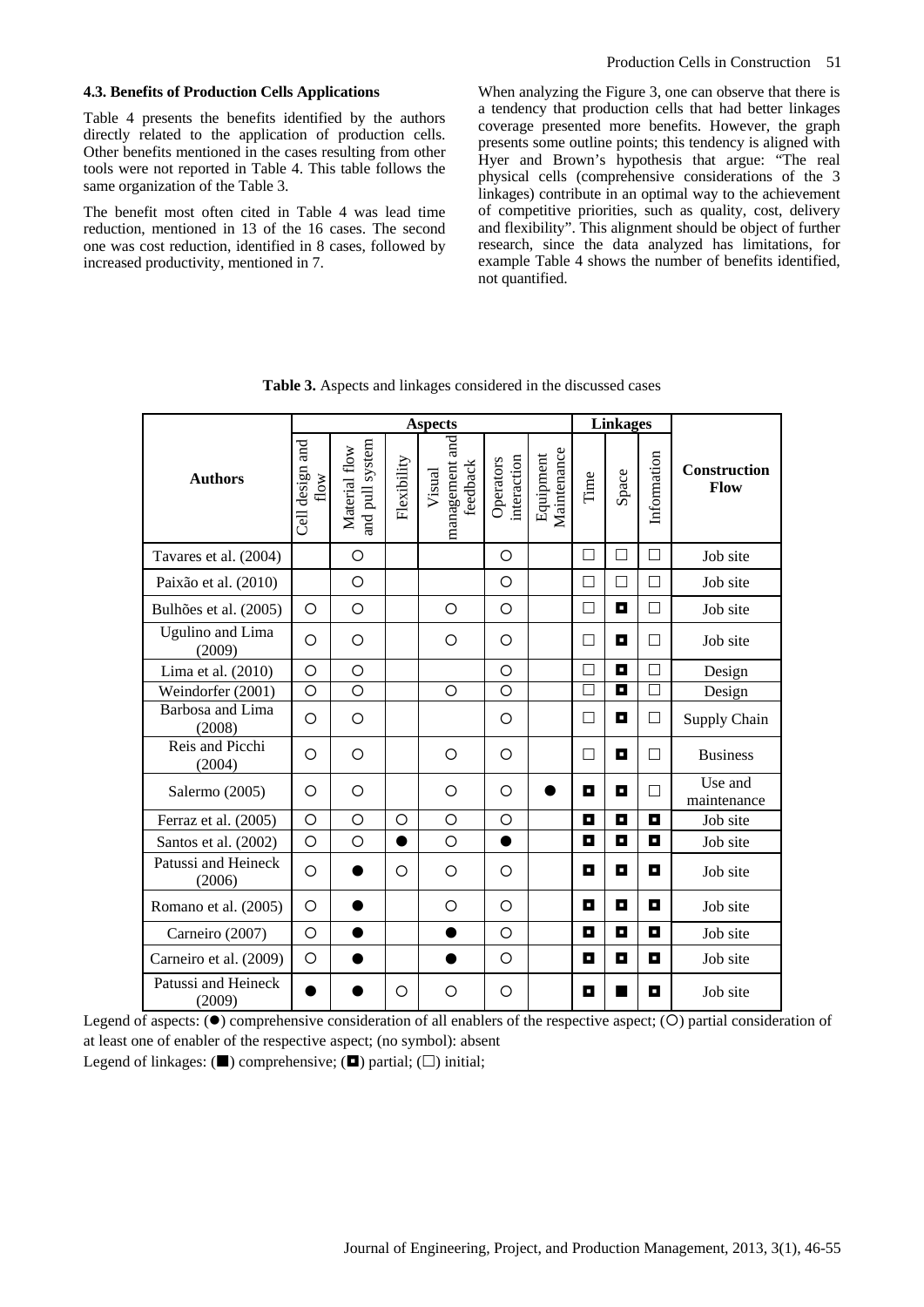### 4.3. Benefits of Production Cells Applications

Table 4 presents the benefits identified by the authors directly related to the application of production cells. Other benefits mentioned in the cases resulting from other tools were not reported in Table 4. This table follows the same organization of the Table 3.

The benefit most often cited in Table 4 was lead time reduction, mentioned in 13 of the 16 cases. The second one was cost reduction, identified in 8 cases, followed by increased productivity, mentioned in 7.

When analyzing the Figure 3, one can observe that there is a tendency that production cells that had better linkages coverage presented more benefits. However, the graph presents some outline points; this tendency is aligned with Hyer and Brown's hypothesis that argue: "The real physical cells (comprehensive considerations of the 3 linkages) contribute in an optimal way to the achievement of competitive priorities, such as quality, cost, delivery and flexibility". This alignment should be object of further research, since the data analyzed has limitations, for example Table 4 shows the number of benefits identified, not quantified.

**Table 3.** Aspects and linkages considered in the discussed cases

| Authors | Aspects | | | | | | Linkages | | | Construction Flow |
|---|---|---|---|---|---|---|---|---|---|---|
| | Cell design and flow | Material flow and pull system | Flexibility | Visual management and feedback | Operators interaction | Equipment Maintenance | Time | Space | Information | |
| Tavares et al. (2004) | | ○ | | | ○ | | □ | □ | □ | Job site |
| Paixão et al. (2010) | | ○ | | | ○ | | □ | □ | □ | Job site |
| Bulhões et al. (2005) | ○ | ○ | | ○ | ○ | | □ | ◘ | □ | Job site |
| Ugulino and Lima (2009) | ○ | ○ | | ○ | ○ | | □ | ◘ | □ | Job site |
| Lima et al. (2010) | ○ | ○ | | | ○ | | □ | ◘ | □ | Design |
| Weindorfer (2001) | ○ | ○ | | ○ | ○ | | □ | ◘ | □ | Design |
| Barbosa and Lima (2008) | ○ | ○ | | | ○ | | □ | ◘ | □ | Supply Chain |
| Reis and Picchi (2004) | ○ | ○ | | ○ | ○ | | □ | ◘ | □ | Business |
| Salermo (2005) | ○ | ○ | | ○ | ○ | ● | ◘ | ◘ | □ | Use and maintenance |
| Ferraz et al. (2005) | ○ | ○ | ○ | ○ | ○ | | ◘ | ◘ | ◘ | Job site |
| Santos et al. (2002) | ○ | ○ | ● | ○ | ● | | ◘ | ◘ | ◘ | Job site |
| Patussi and Heineck (2006) | ○ | ● | ○ | ○ | ○ | | ◘ | ◘ | ◘ | Job site |
| Romano et al. (2005) | ○ | ● | | ○ | ○ | | ◘ | ◘ | ◘ | Job site |
| Carneiro (2007) | ○ | ● | | ● | ○ | | ◘ | ◘ | ◘ | Job site |
| Carneiro et al. (2009) | ○ | ● | | ● | ○ | | ◘ | ◘ | ◘ | Job site |
| Patussi and Heineck (2009) | ● | ● | ○ | ○ | ○ | | ◘ | ■ | ◘ | Job site |

Legend of aspects: (●) comprehensive consideration of all enablers of the respective aspect; (○) partial consideration of at least one of enabler of the respective aspect; (no symbol): absent

Legend of linkages: (■) comprehensive; (◘) partial; (□) initial;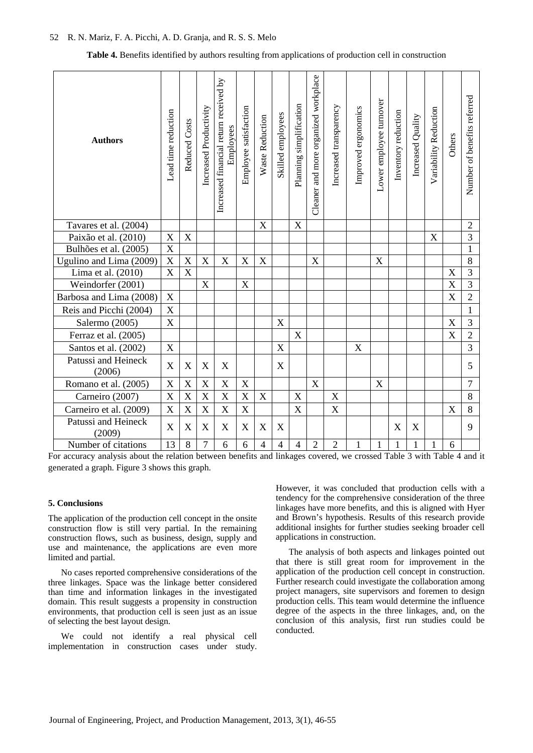**Table 4.** Benefits identified by authors resulting from applications of production cell in construction

| Authors | Lead time reduction | Reduced Costs | Increased Productivity | Increased financial return received by Employees | Employee satisfaction | Waste Reduction | Skilled employees | Planning simplification | Cleaner and more organized workplace | Increased transparency | Improved ergonomics | Lower employee turnover | Inventory reduction | Increased Quality | Variability Reduction | Others | Number of benefits referred |
|---|---|---|---|---|---|---|---|---|---|---|---|---|---|---|---|---|---|
| Tavares et al. (2004) | | | | | | X | | X | | | | | | | | | 2 |
| Paixão et al. (2010) | X | X | | | | | | | | | | | | | X | | 3 |
| Bulhões et al. (2005) | X | | | | | | | | | | | | | | | | 1 |
| Ugulino and Lima (2009) | X | X | X | X | X | X | | | X | | | X | | | | | 8 |
| Lima et al. (2010) | X | X | | | | | | | | | | | | | | X | 3 |
| Weindorfer (2001) | | | X | | X | | | | | | | | | | | X | 3 |
| Barbosa and Lima (2008) | X | | | | | | | | | | | | | | | X | 2 |
| Reis and Picchi (2004) | X | | | | | | | | | | | | | | | | 1 |
| Salermo (2005) | X | | | | | | X | | | | | | | | | X | 3 |
| Ferraz et al. (2005) | | | | | | | | X | | | | | | | | X | 2 |
| Santos et al. (2002) | X | | | | | | X | | | | X | | | | | | 3 |
| Patussi and Heineck (2006) | X | X | X | X | | | X | | | | | | | | | | 5 |
| Romano et al. (2005) | X | X | X | X | X | | | | X | | | X | | | | | 7 |
| Carneiro (2007) | X | X | X | X | X | X | | X | | X | | | | | | | 8 |
| Carneiro et al. (2009) | X | X | X | X | X | | | X | | X | | | | | | X | 8 |
| Patussi and Heineck (2009) | X | X | X | X | X | X | X | | | | | | X | X | | | 9 |
| Number of citations | 13 | 8 | 7 | 6 | 6 | 4 | 4 | 4 | 2 | 2 | 1 | 1 | 1 | 1 | 1 | 6 | |

For accuracy analysis about the relation between benefits and linkages covered, we crossed Table 3 with Table 4 and it generated a graph. Figure 3 shows this graph.

## 5. Conclusions

The application of the production cell concept in the onsite construction flow is still very partial. In the remaining construction flows, such as business, design, supply and use and maintenance, the applications are even more limited and partial.

No cases reported comprehensive considerations of the three linkages. Space was the linkage better considered than time and information linkages in the investigated domain. This result suggests a propensity in construction environments, that production cell is seen just as an issue of selecting the best layout design.

We could not identify a real physical cell implementation in construction cases under study. However, it was concluded that production cells with a tendency for the comprehensive consideration of the three linkages have more benefits, and this is aligned with Hyer and Brown's hypothesis. Results of this research provide additional insights for further studies seeking broader cell applications in construction.

The analysis of both aspects and linkages pointed out that there is still great room for improvement in the application of the production cell concept in construction. Further research could investigate the collaboration among project managers, site supervisors and foremen to design production cells. This team would determine the influence degree of the aspects in the three linkages, and, on the conclusion of this analysis, first run studies could be conducted.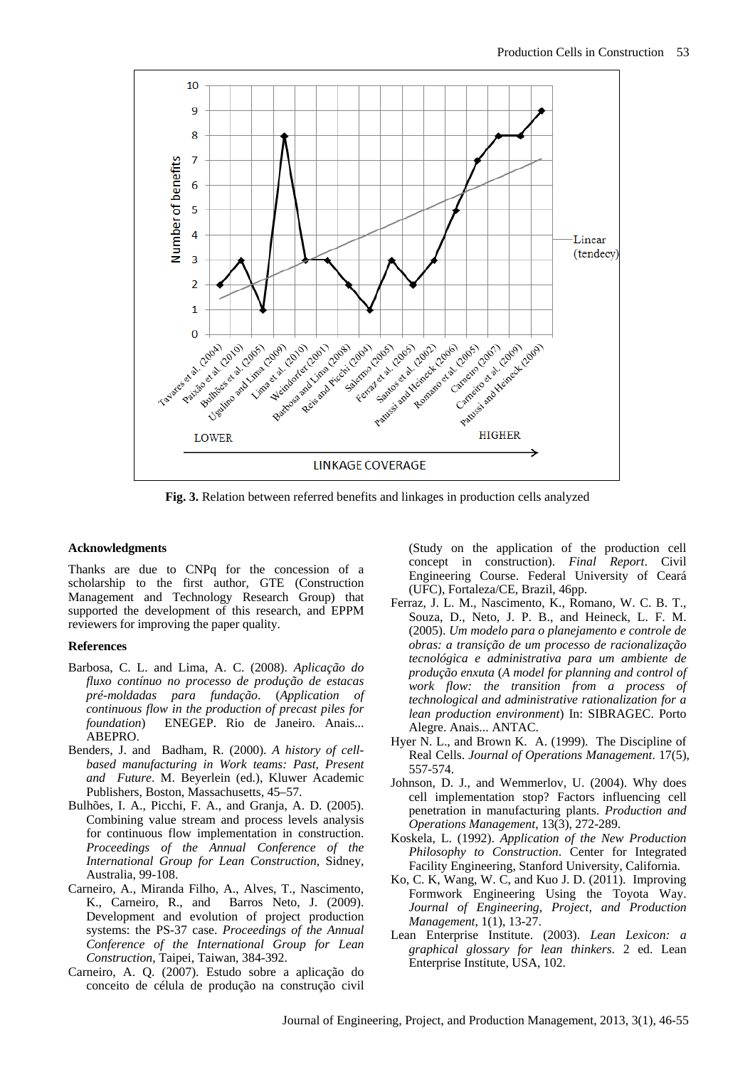**Fig. 3.** Relation between referred benefits and linkages in production cells analyzed

**Acknowledgments**

Thanks are due to CNPq for the concession of a scholarship to the first author, GTE (Construction Management and Technology Research Group) that supported the development of this research, and EPPM reviewers for improving the paper quality.

**References**

Barbosa, C. L. and Lima, A. C. (2008). *Aplicação do fluxo contínuo no processo de produção de estacas pré-moldadas para fundação*. (*Application of continuous flow in the production of precast piles for foundation*) ENEGEP. Rio de Janeiro. Anais... ABEPRO.

Benders, J. and Badham, R. (2000). *A history of cell-based manufacturing in Work teams: Past, Present and Future*. M. Beyerlein (ed.), Kluwer Academic Publishers, Boston, Massachusetts, 45–57.

Bulhões, I. A., Picchi, F. A., and Granja, A. D. (2005). Combining value stream and process levels analysis for continuous flow implementation in construction. *Proceedings of the Annual Conference of the International Group for Lean Construction*, Sidney, Australia, 99-108.

Carneiro, A., Miranda Filho, A., Alves, T., Nascimento, K., Carneiro, R., and Barros Neto, J. (2009). Development and evolution of project production systems: the PS-37 case. *Proceedings of the Annual Conference of the International Group for Lean Construction*, Taipei, Taiwan, 384-392.

Carneiro, A. Q. (2007). Estudo sobre a aplicação do conceito de célula de produção na construção civil (Study on the application of the production cell concept in construction). *Final Report*. Civil Engineering Course. Federal University of Ceará (UFC), Fortaleza/CE, Brazil, 46pp.

Ferraz, J. L. M., Nascimento, K., Romano, W. C. B. T., Souza, D., Neto, J. P. B., and Heineck, L. F. M. (2005). *Um modelo para o planejamento e controle de obras: a transição de um processo de racionalização tecnológica e administrativa para um ambiente de produção enxuta* (*A model for planning and control of work flow: the transition from a process of technological and administrative rationalization for a lean production environment*) In: SIBRAGEC. Porto Alegre. Anais... ANTAC.

Hyer N. L., and Brown K. A. (1999). The Discipline of Real Cells. *Journal of Operations Management*. 17(5), 557-574.

Johnson, D. J., and Wemmerlov, U. (2004). Why does cell implementation stop? Factors influencing cell penetration in manufacturing plants. *Production and Operations Management*, 13(3), 272-289.

Koskela, L. (1992). *Application of the New Production Philosophy to Construction*. Center for Integrated Facility Engineering, Stanford University, California.

Ko, C. K, Wang, W. C, and Kuo J. D. (2011). Improving Formwork Engineering Using the Toyota Way. *Journal of Engineering, Project, and Production Management*, 1(1), 13-27.

Lean Enterprise Institute. (2003). *Lean Lexicon: a graphical glossary for lean thinkers*. 2 ed. Lean Enterprise Institute, USA, 102.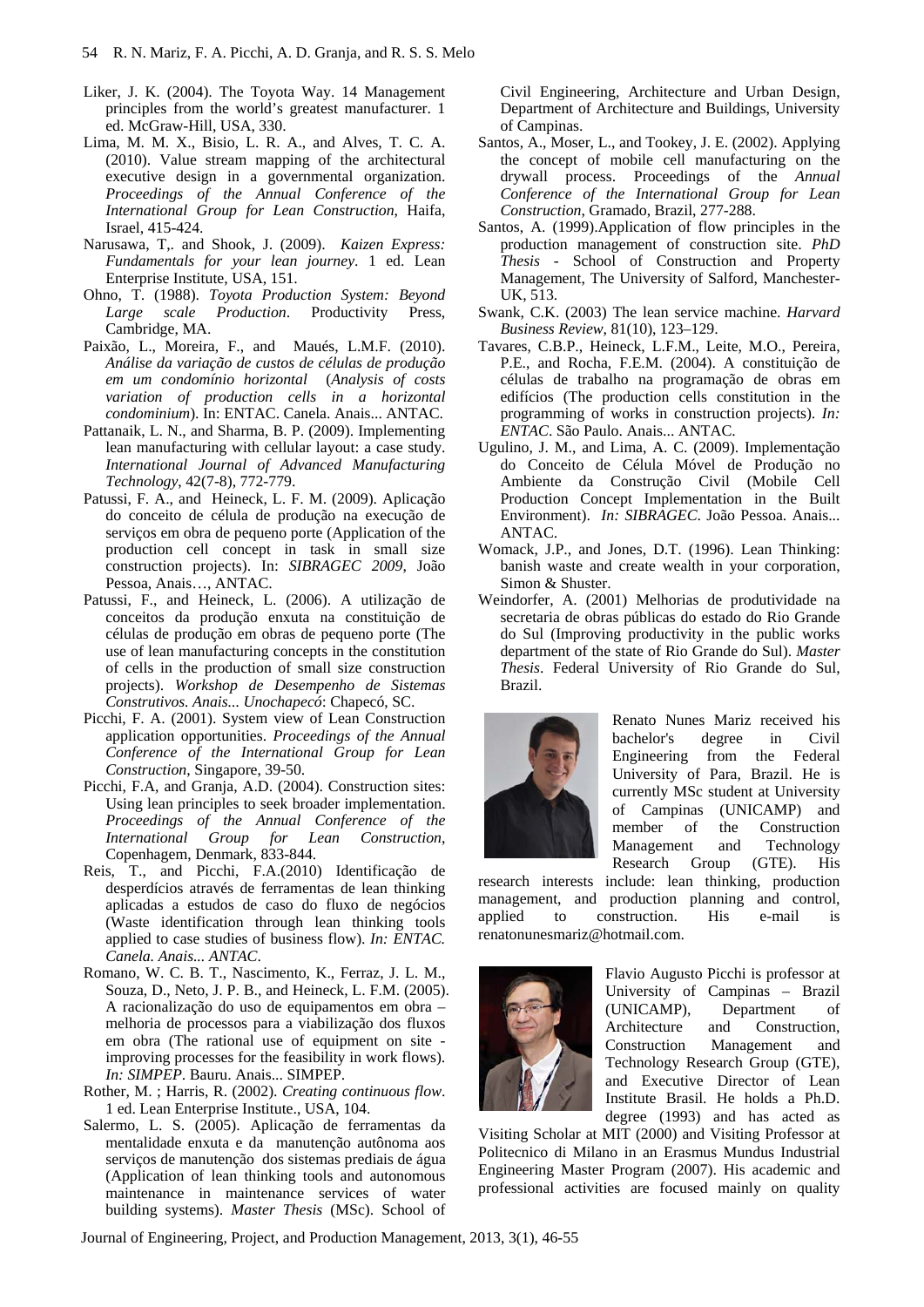Liker, J. K. (2004). The Toyota Way. 14 Management principles from the world's greatest manufacturer. 1 ed. McGraw-Hill, USA, 330.

Lima, M. M. X., Bisio, L. R. A., and Alves, T. C. A. (2010). Value stream mapping of the architectural executive design in a governmental organization. *Proceedings of the Annual Conference of the International Group for Lean Construction*, Haifa, Israel, 415-424.

Narusawa, T,. and Shook, J. (2009). *Kaizen Express: Fundamentals for your lean journey*. 1 ed. Lean Enterprise Institute, USA, 151.

Ohno, T. (1988). *Toyota Production System: Beyond Large scale Production*. Productivity Press, Cambridge, MA.

Paixão, L., Moreira, F., and Maués, L.M.F. (2010). *Análise da variação de custos de células de produção em um condomínio horizontal* (*Analysis of costs variation of production cells in a horizontal condominium*). In: ENTAC. Canela. Anais... ANTAC.

Pattanaik, L. N., and Sharma, B. P. (2009). Implementing lean manufacturing with cellular layout: a case study. *International Journal of Advanced Manufacturing Technology*, 42(7-8), 772-779.

Patussi, F. A., and Heineck, L. F. M. (2009). Aplicação do conceito de célula de produção na execução de serviços em obra de pequeno porte (Application of the production cell concept in task in small size construction projects). In: *SIBRAGEC 2009*, João Pessoa, Anais…, ANTAC.

Patussi, F., and Heineck, L. (2006). A utilização de conceitos da produção enxuta na constituição de células de produção em obras de pequeno porte (The use of lean manufacturing concepts in the constitution of cells in the production of small size construction projects). *Workshop de Desempenho de Sistemas Construtivos. Anais... Unochapecó*: Chapecó, SC.

Picchi, F. A. (2001). System view of Lean Construction application opportunities. *Proceedings of the Annual Conference of the International Group for Lean Construction*, Singapore, 39-50.

Picchi, F.A, and Granja, A.D. (2004). Construction sites: Using lean principles to seek broader implementation. *Proceedings of the Annual Conference of the International Group for Lean Construction*, Copenhagem, Denmark, 833-844.

Reis, T., and Picchi, F.A.(2010) Identificação de desperdícios através de ferramentas de lean thinking aplicadas a estudos de caso do fluxo de negócios (Waste identification through lean thinking tools applied to case studies of business flow). *In: ENTAC. Canela. Anais... ANTAC*.

Romano, W. C. B. T., Nascimento, K., Ferraz, J. L. M., Souza, D., Neto, J. P. B., and Heineck, L. F.M. (2005). A racionalização do uso de equipamentos em obra – melhoria de processos para a viabilização dos fluxos em obra (The rational use of equipment on site - improving processes for the feasibility in work flows). *In: SIMPEP*. Bauru. Anais... SIMPEP.

Rother, M. ; Harris, R. (2002). *Creating continuous flow*. 1 ed. Lean Enterprise Institute., USA, 104.

Salermo, L. S. (2005). Aplicação de ferramentas da mentalidade enxuta e da manutenção autônoma aos serviços de manutenção dos sistemas prediais de água (Application of lean thinking tools and autonomous maintenance in maintenance services of water building systems). *Master Thesis* (MSc). School of Civil Engineering, Architecture and Urban Design, Department of Architecture and Buildings, University of Campinas.

Santos, A., Moser, L., and Tookey, J. E. (2002). Applying the concept of mobile cell manufacturing on the drywall process. Proceedings of the *Annual Conference of the International Group for Lean Construction*, Gramado, Brazil, 277-288.

Santos, A. (1999).Application of flow principles in the production management of construction site. *PhD Thesis* - School of Construction and Property Management, The University of Salford, Manchester-UK, 513.

Swank, C.K. (2003) The lean service machine. *Harvard Business Review*, 81(10), 123–129.

Tavares, C.B.P., Heineck, L.F.M., Leite, M.O., Pereira, P.E., and Rocha, F.E.M. (2004). A constituição de células de trabalho na programação de obras em edifícios (The production cells constitution in the programming of works in construction projects). *In: ENTAC*. São Paulo. Anais... ANTAC.

Ugulino, J. M., and Lima, A. C. (2009). Implementação do Conceito de Célula Móvel de Produção no Ambiente da Construção Civil (Mobile Cell Production Concept Implementation in the Built Environment). *In: SIBRAGEC*. João Pessoa. Anais... ANTAC.

Womack, J.P., and Jones, D.T. (1996). Lean Thinking: banish waste and create wealth in your corporation, Simon & Shuster.

Weindorfer, A. (2001) Melhorias de produtividade na secretaria de obras públicas do estado do Rio Grande do Sul (Improving productivity in the public works department of the state of Rio Grande do Sul). *Master Thesis*. Federal University of Rio Grande do Sul, Brazil.

Renato Nunes Mariz received his bachelor's degree in Civil Engineering from the Federal University of Para, Brazil. He is currently MSc student at University of Campinas (UNICAMP) and member of the Construction Management and Technology Research Group (GTE). His research interests include: lean thinking, production management, and production planning and control, applied to construction. His e-mail is renatonunesmariz@hotmail.com.

Flavio Augusto Picchi is professor at University of Campinas – Brazil (UNICAMP), Department of Architecture and Construction, Construction Management and Technology Research Group (GTE), and Executive Director of Lean Institute Brasil. He holds a Ph.D. degree (1993) and has acted as Visiting Scholar at MIT (2000) and Visiting Professor at Politecnico di Milano in an Erasmus Mundus Industrial Engineering Master Program (2007). His academic and professional activities are focused mainly on quality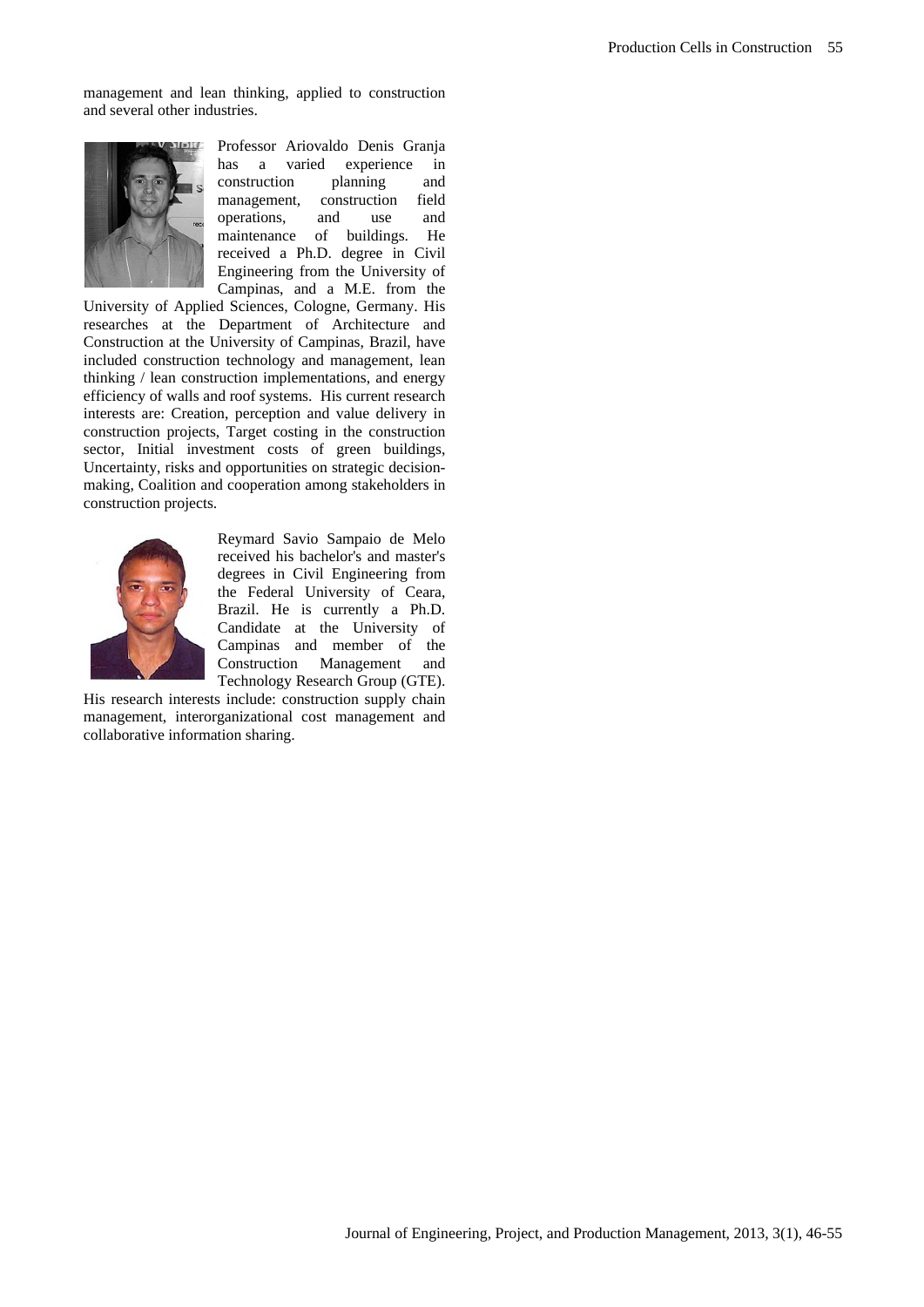management and lean thinking, applied to construction and several other industries.

Professor Ariovaldo Denis Granja has a varied experience in construction planning and management, construction field operations, and use and maintenance of buildings. He received a Ph.D. degree in Civil Engineering from the University of Campinas, and a M.E. from the University of Applied Sciences, Cologne, Germany. His researches at the Department of Architecture and Construction at the University of Campinas, Brazil, have included construction technology and management, lean thinking / lean construction implementations, and energy efficiency of walls and roof systems. His current research interests are: Creation, perception and value delivery in construction projects, Target costing in the construction sector, Initial investment costs of green buildings, Uncertainty, risks and opportunities on strategic decision-making, Coalition and cooperation among stakeholders in construction projects.

Reymard Savio Sampaio de Melo received his bachelor's and master's degrees in Civil Engineering from the Federal University of Ceara, Brazil. He is currently a Ph.D. Candidate at the University of Campinas and member of the Construction Management and Technology Research Group (GTE). His research interests include: construction supply chain management, interorganizational cost management and collaborative information sharing.